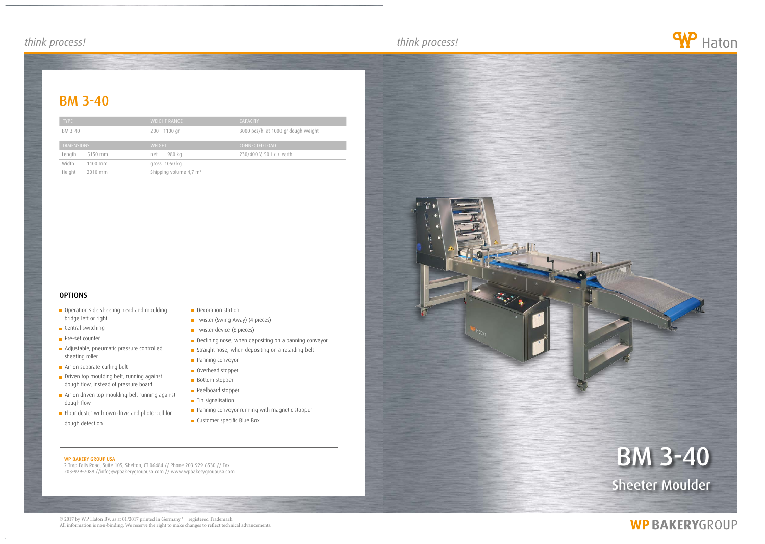# BM 3-40

| TYPE | WEIGHT RANGE | CAPACITY |
|---|---|---|
| BM 3-40 | 200 - 1100 gr | 3000 pcs/h. at 1000 gr dough weight |

| DIMENSIONS | | WEIGHT | CONNECTED LOAD |
|---|---|---|---|
| Length | 5150 mm | net 980 kg | 230/400 V, 50 Hz + earth |
| Width | 1100 mm | gross 1050 kg | |
| Height | 2010 mm | Shipping volume 4,7 m³ | |

## OPTIONS

- Operation side sheeting head and moulding bridge left or right
- Central switching
- Pre-set counter
- Adjustable, pneumatic pressure controlled sheeting roller
- Air on separate curling belt
- Driven top moulding belt, running against dough flow, instead of pressure board
- Air on driven top moulding belt running against dough flow
- Flour duster with own drive and photo-cell for dough detection
- Decoration station
- Twister (Swing Away) (4 pieces)
- Twister-device (6 pieces)
- Declining nose, when depositing on a panning conveyor
- Straight nose, when depositing on a retarding belt
- Panning conveyor
- Overhead stopper
- Bottom stopper
- Peelboard stopper
- Tin signalisation
- Panning conveyor running with magnetic stopper
- Customer specific Blue Box

**WP BAKERY GROUP USA**
2 Trap Falls Road, Suite 105, Shelton, CT 06484 // Phone 203-929-6530 // Fax 203-929-7089 //info@wpbakerygroupusa.com // www.wpbakerygroupusa.com

© 2017 by WP Haton BV, as at 01/2017 printed in Germany ® = registered Trademark
All information is non-binding. We reserve the right to make changes to reflect technical advancements.

*think process!*

WP Haton

# BM 3-40

## Sheeter Moulder

WP BAKERYGROUP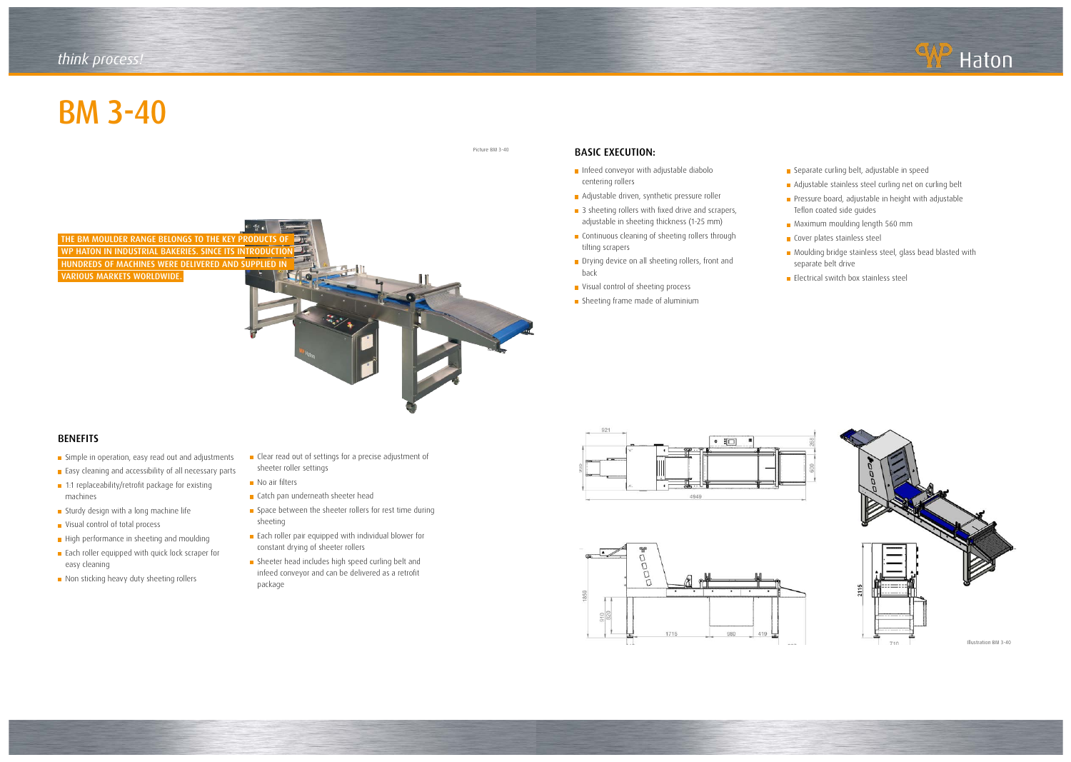# BM 3-40

Picture BM 3-40

**THE BM MOULDER RANGE BELONGS TO THE KEY PRODUCTS OF WP HATON IN INDUSTRIAL BAKERIES. SINCE ITS INTRODUCTION HUNDREDS OF MACHINES WERE DELIVERED AND SUPPLIED IN VARIOUS MARKETS WORLDWIDE.**

## BASIC EXECUTION:

- Infeed conveyor with adjustable diabolo centering rollers
- Adjustable driven, synthetic pressure roller
- 3 sheeting rollers with fixed drive and scrapers, adjustable in sheeting thickness (1-25 mm)
- Continuous cleaning of sheeting rollers through tilting scrapers
- Drying device on all sheeting rollers, front and back
- Visual control of sheeting process
- Sheeting frame made of aluminium
- Separate curling belt, adjustable in speed
- Adjustable stainless steel curling net on curling belt
- Pressure board, adjustable in height with adjustable Teflon coated side guides
- Maximum moulding length 560 mm
- Cover plates stainless steel
- Moulding bridge stainless steel, glass bead blasted with separate belt drive
- Electrical switch box stainless steel

## BENEFITS

- Simple in operation, easy read out and adjustments
- Easy cleaning and accessibility of all necessary parts
- 1:1 replaceability/retrofit package for existing machines
- Sturdy design with a long machine life
- Visual control of total process
- High performance in sheeting and moulding
- Each roller equipped with quick lock scraper for easy cleaning
- Non sticking heavy duty sheeting rollers
- Clear read out of settings for a precise adjustment of sheeter roller settings
- No air filters
- Catch pan underneath sheeter head
- Space between the sheeter rollers for rest time during sheeting
- Each roller pair equipped with individual blower for constant drying of sheeter rollers
- Sheeter head includes high speed curling belt and infeed conveyor and can be delivered as a retrofit package

921
268
630
4949
1859
910
820
1715
980
419
2115
710

Illustration BM 3-40